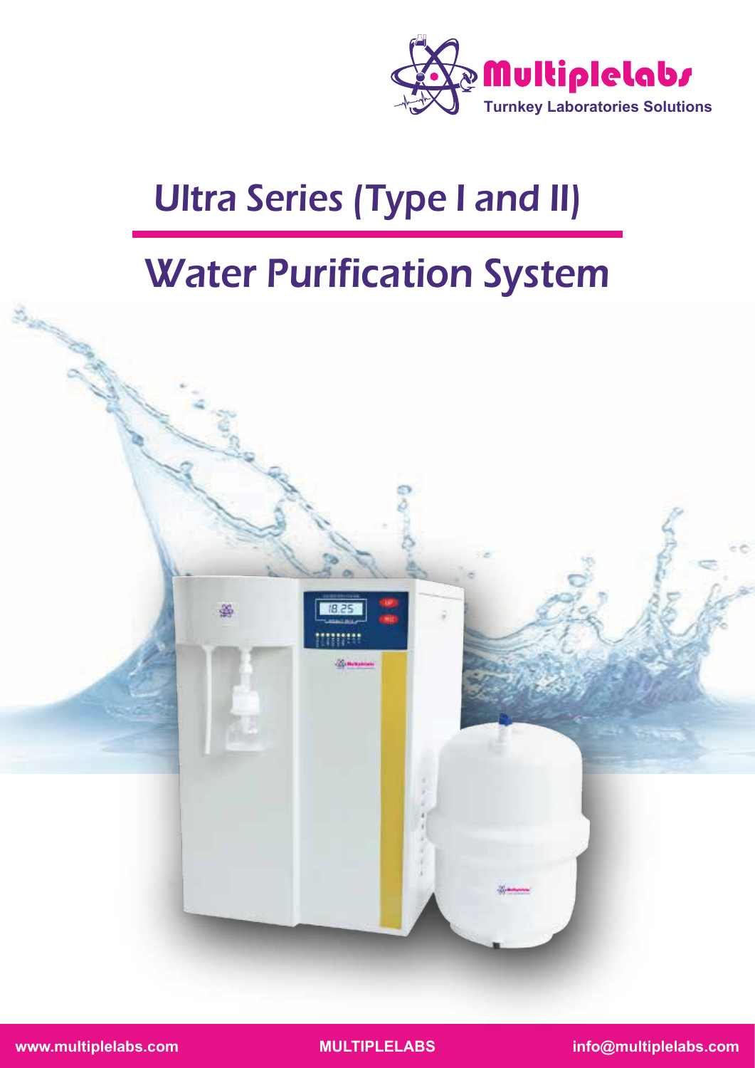Multiplelabs

Turnkey Laboratories Solutions

# Ultra Series (Type I and II)

# Water Purification System

www.multiplelabs.com MULTIPLELABS info@multiplelabs.com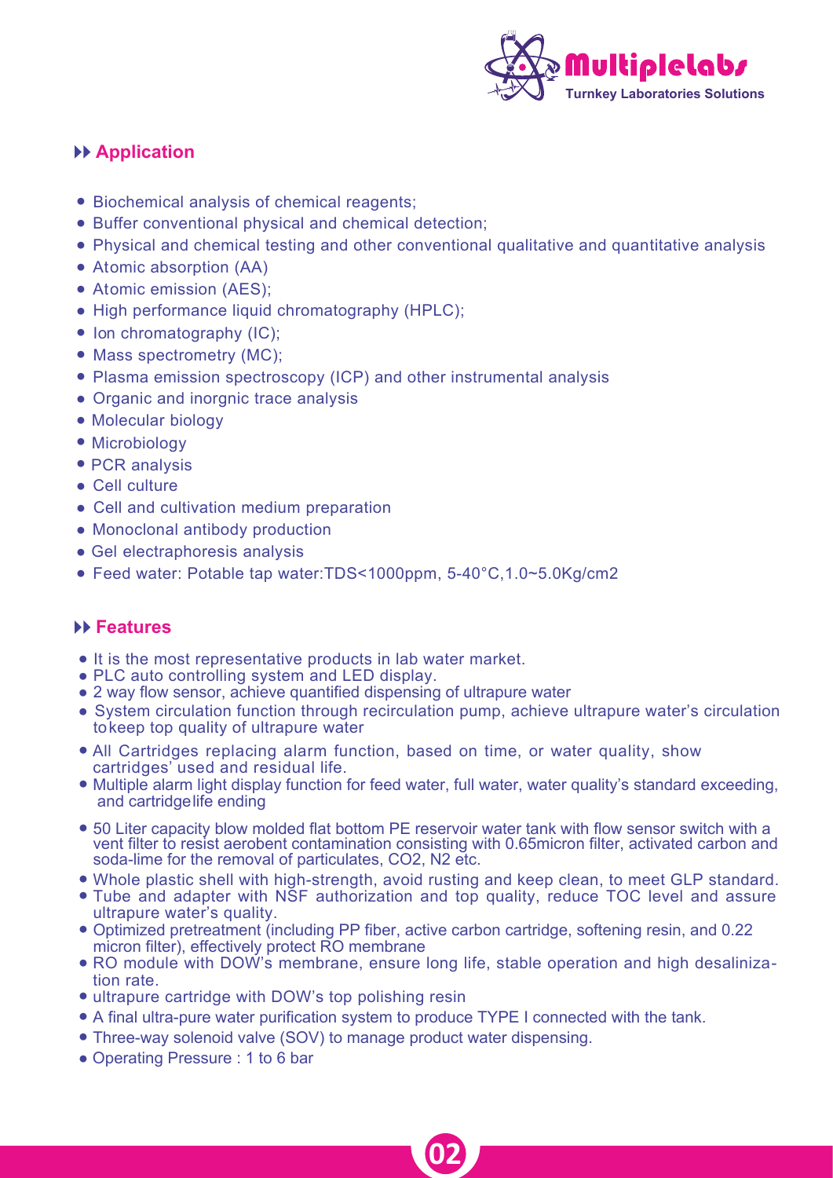## Application

- Biochemical analysis of chemical reagents;
- Buffer conventional physical and chemical detection;
- Physical and chemical testing and other conventional qualitative and quantitative analysis
- Atomic absorption (AA)
- Atomic emission (AES);
- High performance liquid chromatography (HPLC);
- Ion chromatography (IC);
- Mass spectrometry (MC);
- Plasma emission spectroscopy (ICP) and other instrumental analysis
- Organic and inorgnic trace analysis
- Molecular biology
- Microbiology
- PCR analysis
- Cell culture
- Cell and cultivation medium preparation
- Monoclonal antibody production
- Gel electraphoresis analysis
- Feed water: Potable tap water:TDS<1000ppm, 5-40°C,1.0~5.0Kg/cm2

## Features

- It is the most representative products in lab water market.
- PLC auto controlling system and LED display.
- 2 way flow sensor, achieve quantified dispensing of ultrapure water
- System circulation function through recirculation pump, achieve ultrapure water's circulation tokeep top quality of ultrapure water
- All Cartridges replacing alarm function, based on time, or water quality, show cartridges' used and residual life.
- Multiple alarm light display function for feed water, full water, water quality's standard exceeding, and cartridgelife ending
- 50 Liter capacity blow molded flat bottom PE reservoir water tank with flow sensor switch with a vent filter to resist aerobent contamination consisting with 0.65micron filter, activated carbon and soda-lime for the removal of particulates, $CO_2$, $N_2$ etc.
- Whole plastic shell with high-strength, avoid rusting and keep clean, to meet GLP standard.
- Tube and adapter with NSF authorization and top quality, reduce TOC level and assure ultrapure water's quality.
- Optimized pretreatment (including PP fiber, active carbon cartridge, softening resin, and 0.22 micron filter), effectively protect RO membrane
- RO module with DOW's membrane, ensure long life, stable operation and high desalinization rate.
- ultrapure cartridge with DOW's top polishing resin
- A final ultra-pure water purification system to produce TYPE I connected with the tank.
- Three-way solenoid valve (SOV) to manage product water dispensing.
- Operating Pressure : 1 to 6 bar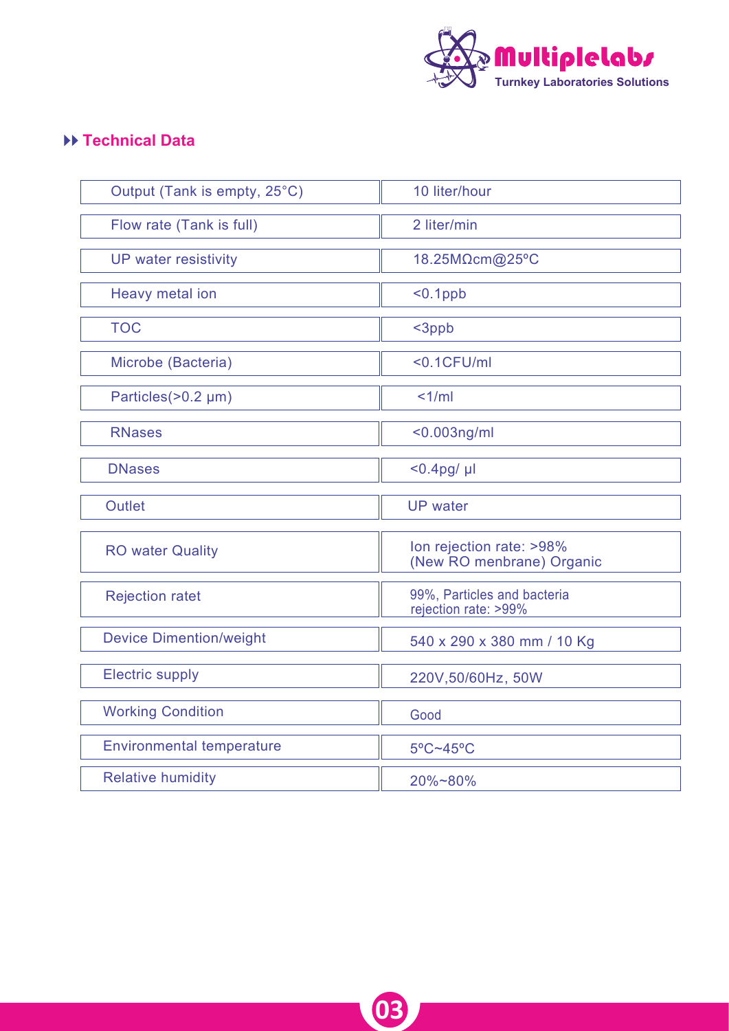## Technical Data

| | |
|---|---|
| Output (Tank is empty, 25°C) | 10 liter/hour |
| Flow rate (Tank is full) | 2 liter/min |
| UP water resistivity | 18.25MΩcm@25ºC |
| Heavy metal ion | <0.1ppb |
| TOC | <3ppb |
| Microbe (Bacteria) | <0.1CFU/ml |
| Particles(>0.2 µm) | <1/ml |
| RNases | <0.003ng/ml |
| DNases | <0.4pg/ µl |
| Outlet | UP water |
| RO water Quality | Ion rejection rate: >98% (New RO menbrane) Organic |
| Rejection ratet | 99%, Particles and bacteria rejection rate: >99% |
| Device Dimention/weight | 540 x 290 x 380 mm / 10 Kg |
| Electric supply | 220V,50/60Hz, 50W |
| Working Condition | Good |
| Environmental temperature | 5ºC~45ºC |
| Relative humidity | 20%~80% |